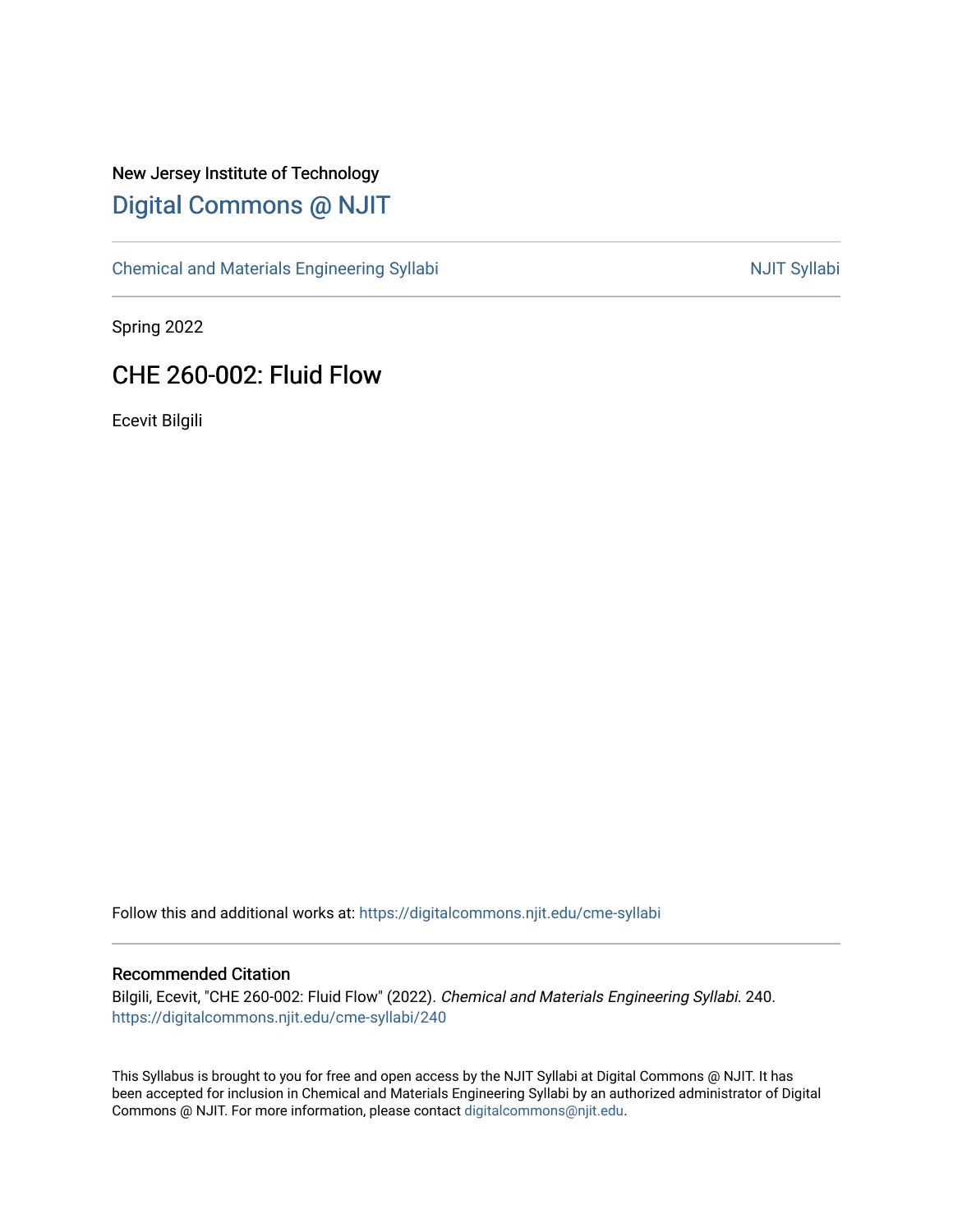New Jersey Institute of Technology

# Digital Commons @ NJIT

Chemical and Materials Engineering Syllabi | NJIT Syllabi

Spring 2022

## CHE 260-002: Fluid Flow

Ecevit Bilgili

Follow this and additional works at: https://digitalcommons.njit.edu/cme-syllabi

### Recommended Citation

Bilgili, Ecevit, "CHE 260-002: Fluid Flow" (2022). *Chemical and Materials Engineering Syllabi*. 240.
https://digitalcommons.njit.edu/cme-syllabi/240

This Syllabus is brought to you for free and open access by the NJIT Syllabi at Digital Commons @ NJIT. It has been accepted for inclusion in Chemical and Materials Engineering Syllabi by an authorized administrator of Digital Commons @ NJIT. For more information, please contact digitalcommons@njit.edu.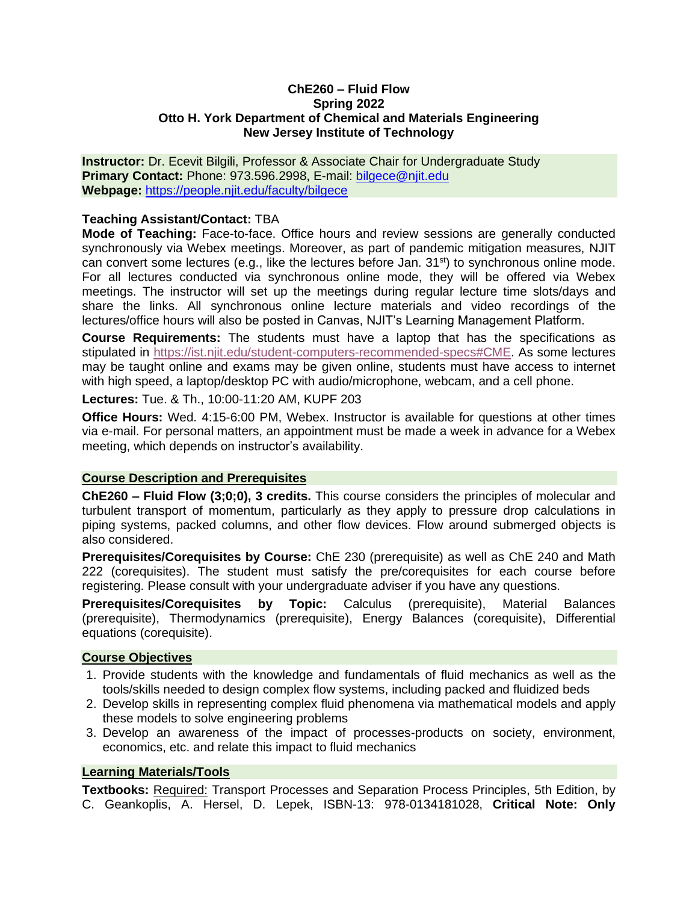**ChE260 – Fluid Flow**
**Spring 2022**
**Otto H. York Department of Chemical and Materials Engineering**
**New Jersey Institute of Technology**

**Instructor:** Dr. Ecevit Bilgili, Professor & Associate Chair for Undergraduate Study
**Primary Contact:** Phone: 973.596.2998, E-mail: bilgece@njit.edu
**Webpage:** https://people.njit.edu/faculty/bilgece

**Teaching Assistant/Contact:** TBA

**Mode of Teaching:** Face-to-face. Office hours and review sessions are generally conducted synchronously via Webex meetings. Moreover, as part of pandemic mitigation measures, NJIT can convert some lectures (e.g., like the lectures before Jan. 31st) to synchronous online mode. For all lectures conducted via synchronous online mode, they will be offered via Webex meetings. The instructor will set up the meetings during regular lecture time slots/days and share the links. All synchronous online lecture materials and video recordings of the lectures/office hours will also be posted in Canvas, NJIT's Learning Management Platform.

**Course Requirements:** The students must have a laptop that has the specifications as stipulated in https://ist.njit.edu/student-computers-recommended-specs#CME. As some lectures may be taught online and exams may be given online, students must have access to internet with high speed, a laptop/desktop PC with audio/microphone, webcam, and a cell phone.

**Lectures:** Tue. & Th., 10:00-11:20 AM, KUPF 203

**Office Hours:** Wed. 4:15-6:00 PM, Webex. Instructor is available for questions at other times via e-mail. For personal matters, an appointment must be made a week in advance for a Webex meeting, which depends on instructor's availability.

## Course Description and Prerequisites

**ChE260 – Fluid Flow (3;0;0), 3 credits.** This course considers the principles of molecular and turbulent transport of momentum, particularly as they apply to pressure drop calculations in piping systems, packed columns, and other flow devices. Flow around submerged objects is also considered.

**Prerequisites/Corequisites by Course:** ChE 230 (prerequisite) as well as ChE 240 and Math 222 (corequisites). The student must satisfy the pre/corequisites for each course before registering. Please consult with your undergraduate adviser if you have any questions.

**Prerequisites/Corequisites by Topic:** Calculus (prerequisite), Material Balances (prerequisite), Thermodynamics (prerequisite), Energy Balances (corequisite), Differential equations (corequisite).

## Course Objectives

1. Provide students with the knowledge and fundamentals of fluid mechanics as well as the tools/skills needed to design complex flow systems, including packed and fluidized beds
2. Develop skills in representing complex fluid phenomena via mathematical models and apply these models to solve engineering problems
3. Develop an awareness of the impact of processes-products on society, environment, economics, etc. and relate this impact to fluid mechanics

## Learning Materials/Tools

**Textbooks:** Required: Transport Processes and Separation Process Principles, 5th Edition, by C. Geankoplis, A. Hersel, D. Lepek, ISBN-13: 978-0134181028, **Critical Note: Only**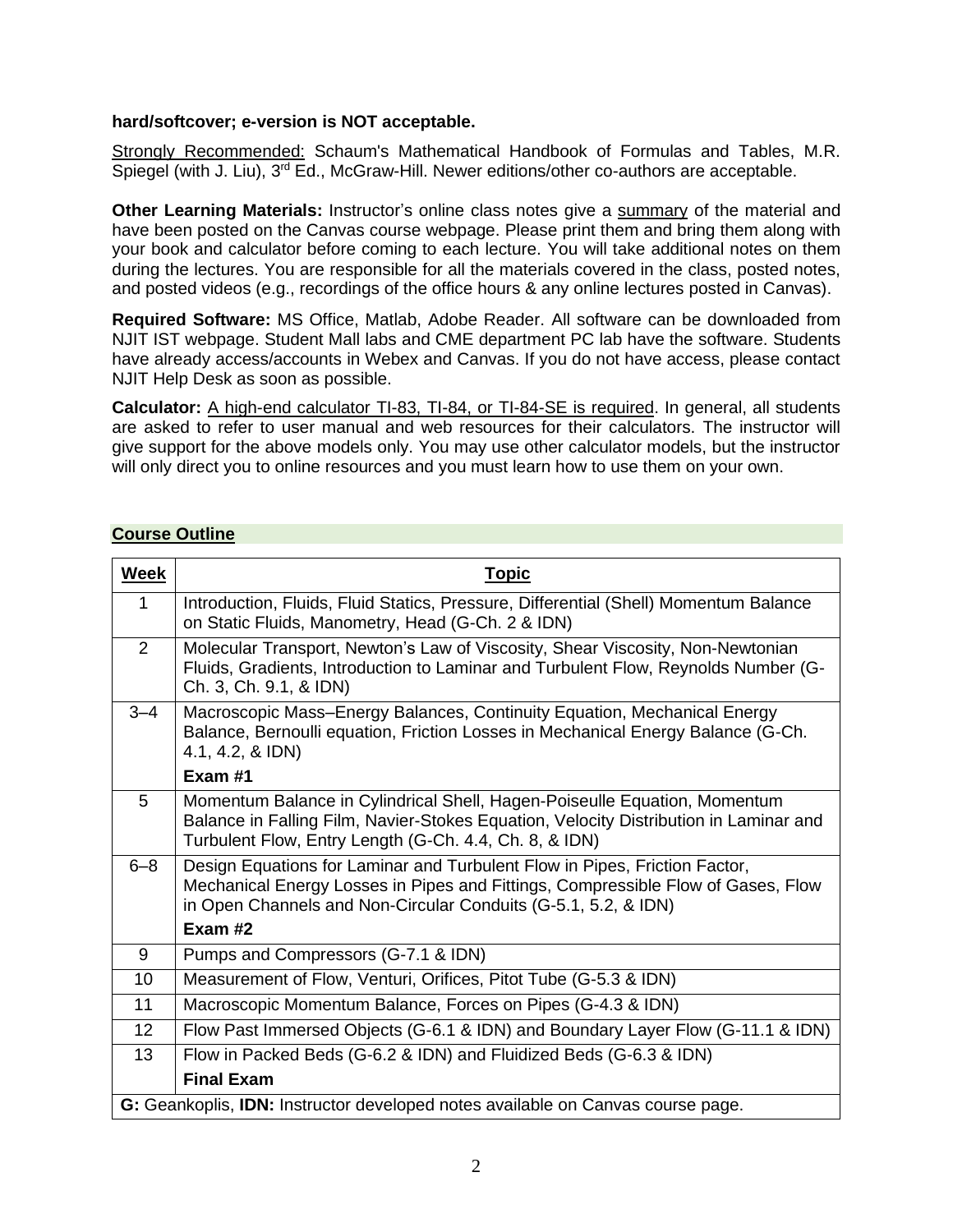**hard/softcover; e-version is NOT acceptable.**

Strongly Recommended: Schaum's Mathematical Handbook of Formulas and Tables, M.R. Spiegel (with J. Liu), 3rd Ed., McGraw-Hill. Newer editions/other co-authors are acceptable.

**Other Learning Materials:** Instructor's online class notes give a summary of the material and have been posted on the Canvas course webpage. Please print them and bring them along with your book and calculator before coming to each lecture. You will take additional notes on them during the lectures. You are responsible for all the materials covered in the class, posted notes, and posted videos (e.g., recordings of the office hours & any online lectures posted in Canvas).

**Required Software:** MS Office, Matlab, Adobe Reader. All software can be downloaded from NJIT IST webpage. Student Mall labs and CME department PC lab have the software. Students have already access/accounts in Webex and Canvas. If you do not have access, please contact NJIT Help Desk as soon as possible.

**Calculator:** A high-end calculator TI-83, TI-84, or TI-84-SE is required. In general, all students are asked to refer to user manual and web resources for their calculators. The instructor will give support for the above models only. You may use other calculator models, but the instructor will only direct you to online resources and you must learn how to use them on your own.

## Course Outline

| Week | Topic |
|---|---|
| 1 | Introduction, Fluids, Fluid Statics, Pressure, Differential (Shell) Momentum Balance on Static Fluids, Manometry, Head (G-Ch. 2 & IDN) |
| 2 | Molecular Transport, Newton's Law of Viscosity, Shear Viscosity, Non-Newtonian Fluids, Gradients, Introduction to Laminar and Turbulent Flow, Reynolds Number (G-Ch. 3, Ch. 9.1, & IDN) |
| 3–4 | Macroscopic Mass–Energy Balances, Continuity Equation, Mechanical Energy Balance, Bernoulli equation, Friction Losses in Mechanical Energy Balance (G-Ch. 4.1, 4.2, & IDN)<br>**Exam #1** |
| 5 | Momentum Balance in Cylindrical Shell, Hagen-Poiseulle Equation, Momentum Balance in Falling Film, Navier-Stokes Equation, Velocity Distribution in Laminar and Turbulent Flow, Entry Length (G-Ch. 4.4, Ch. 8, & IDN) |
| 6–8 | Design Equations for Laminar and Turbulent Flow in Pipes, Friction Factor, Mechanical Energy Losses in Pipes and Fittings, Compressible Flow of Gases, Flow in Open Channels and Non-Circular Conduits (G-5.1, 5.2, & IDN)<br>**Exam #2** |
| 9 | Pumps and Compressors (G-7.1 & IDN) |
| 10 | Measurement of Flow, Venturi, Orifices, Pitot Tube (G-5.3 & IDN) |
| 11 | Macroscopic Momentum Balance, Forces on Pipes (G-4.3 & IDN) |
| 12 | Flow Past Immersed Objects (G-6.1 & IDN) and Boundary Layer Flow (G-11.1 & IDN) |
| 13 | Flow in Packed Beds (G-6.2 & IDN) and Fluidized Beds (G-6.3 & IDN)<br>**Final Exam** |

**G:** Geankoplis, **IDN:** Instructor developed notes available on Canvas course page.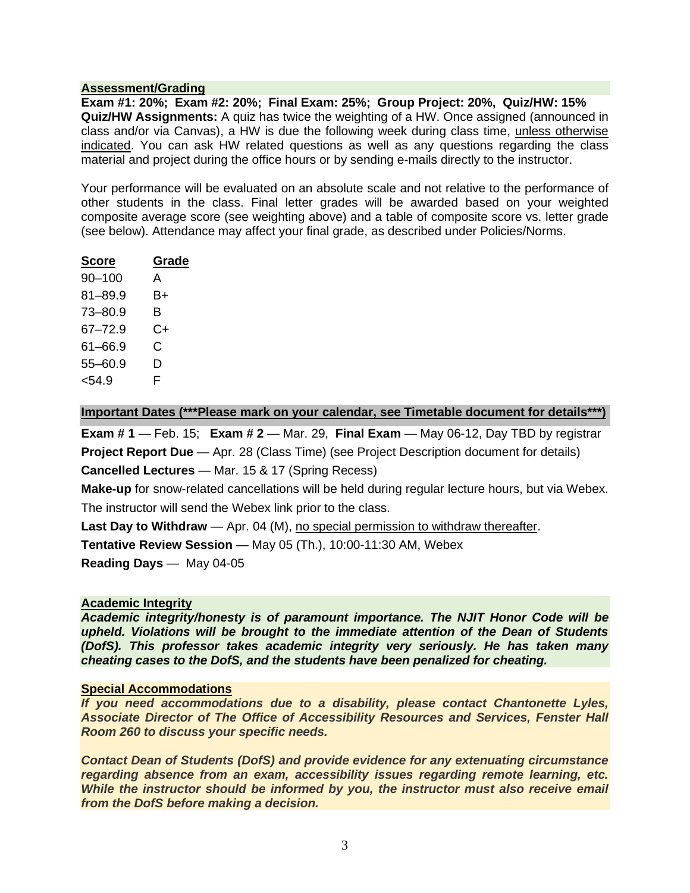## Assessment/Grading

**Exam #1: 20%; Exam #2: 20%; Final Exam: 25%; Group Project: 20%, Quiz/HW: 15%**

**Quiz/HW Assignments:** A quiz has twice the weighting of a HW. Once assigned (announced in class and/or via Canvas), a HW is due the following week during class time, unless otherwise indicated. You can ask HW related questions as well as any questions regarding the class material and project during the office hours or by sending e-mails directly to the instructor.

Your performance will be evaluated on an absolute scale and not relative to the performance of other students in the class. Final letter grades will be awarded based on your weighted composite average score (see weighting above) and a table of composite score vs. letter grade (see below). Attendance may affect your final grade, as described under Policies/Norms.

| Score | Grade |
|---|---|
| 90–100 | A |
| 81–89.9 | B+ |
| 73–80.9 | B |
| 67–72.9 | C+ |
| 61–66.9 | C |
| 55–60.9 | D |
| <54.9 | F |

## Important Dates (***Please mark on your calendar, see Timetable document for details***)

**Exam # 1** — Feb. 15; **Exam # 2** — Mar. 29, **Final Exam** — May 06-12, Day TBD by registrar

**Project Report Due** — Apr. 28 (Class Time) (see Project Description document for details)

**Cancelled Lectures** — Mar. 15 & 17 (Spring Recess)

**Make-up** for snow-related cancellations will be held during regular lecture hours, but via Webex. The instructor will send the Webex link prior to the class.

**Last Day to Withdraw** — Apr. 04 (M), no special permission to withdraw thereafter.

**Tentative Review Session** — May 05 (Th.), 10:00-11:30 AM, Webex

**Reading Days** — May 04-05

## Academic Integrity

***Academic integrity/honesty is of paramount importance. The NJIT Honor Code will be upheld. Violations will be brought to the immediate attention of the Dean of Students (DofS). This professor takes academic integrity very seriously. He has taken many cheating cases to the DofS, and the students have been penalized for cheating.***

## Special Accommodations

***If you need accommodations due to a disability, please contact Chantonette Lyles, Associate Director of The Office of Accessibility Resources and Services, Fenster Hall Room 260 to discuss your specific needs.***

***Contact Dean of Students (DofS) and provide evidence for any extenuating circumstance regarding absence from an exam, accessibility issues regarding remote learning, etc. While the instructor should be informed by you, the instructor must also receive email from the DofS before making a decision.***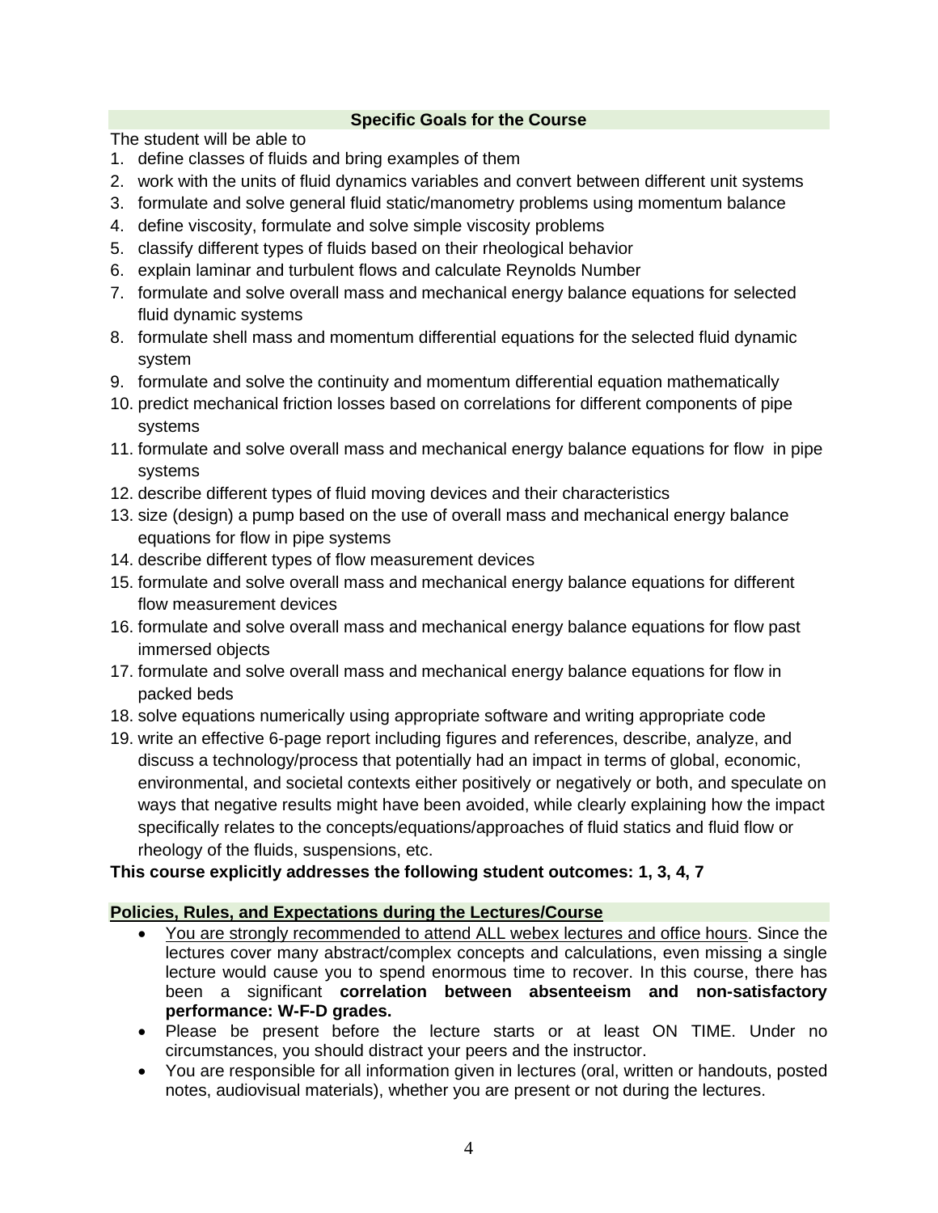## Specific Goals for the Course

The student will be able to

1. define classes of fluids and bring examples of them
2. work with the units of fluid dynamics variables and convert between different unit systems
3. formulate and solve general fluid static/manometry problems using momentum balance
4. define viscosity, formulate and solve simple viscosity problems
5. classify different types of fluids based on their rheological behavior
6. explain laminar and turbulent flows and calculate Reynolds Number
7. formulate and solve overall mass and mechanical energy balance equations for selected fluid dynamic systems
8. formulate shell mass and momentum differential equations for the selected fluid dynamic system
9. formulate and solve the continuity and momentum differential equation mathematically
10. predict mechanical friction losses based on correlations for different components of pipe systems
11. formulate and solve overall mass and mechanical energy balance equations for flow in pipe systems
12. describe different types of fluid moving devices and their characteristics
13. size (design) a pump based on the use of overall mass and mechanical energy balance equations for flow in pipe systems
14. describe different types of flow measurement devices
15. formulate and solve overall mass and mechanical energy balance equations for different flow measurement devices
16. formulate and solve overall mass and mechanical energy balance equations for flow past immersed objects
17. formulate and solve overall mass and mechanical energy balance equations for flow in packed beds
18. solve equations numerically using appropriate software and writing appropriate code
19. write an effective 6-page report including figures and references, describe, analyze, and discuss a technology/process that potentially had an impact in terms of global, economic, environmental, and societal contexts either positively or negatively or both, and speculate on ways that negative results might have been avoided, while clearly explaining how the impact specifically relates to the concepts/equations/approaches of fluid statics and fluid flow or rheology of the fluids, suspensions, etc.

**This course explicitly addresses the following student outcomes: 1, 3, 4, 7**

## Policies, Rules, and Expectations during the Lectures/Course

- You are strongly recommended to attend ALL webex lectures and office hours. Since the lectures cover many abstract/complex concepts and calculations, even missing a single lecture would cause you to spend enormous time to recover. In this course, there has been a significant **correlation between absenteeism and non-satisfactory performance: W-F-D grades.**
- Please be present before the lecture starts or at least ON TIME. Under no circumstances, you should distract your peers and the instructor.
- You are responsible for all information given in lectures (oral, written or handouts, posted notes, audiovisual materials), whether you are present or not during the lectures.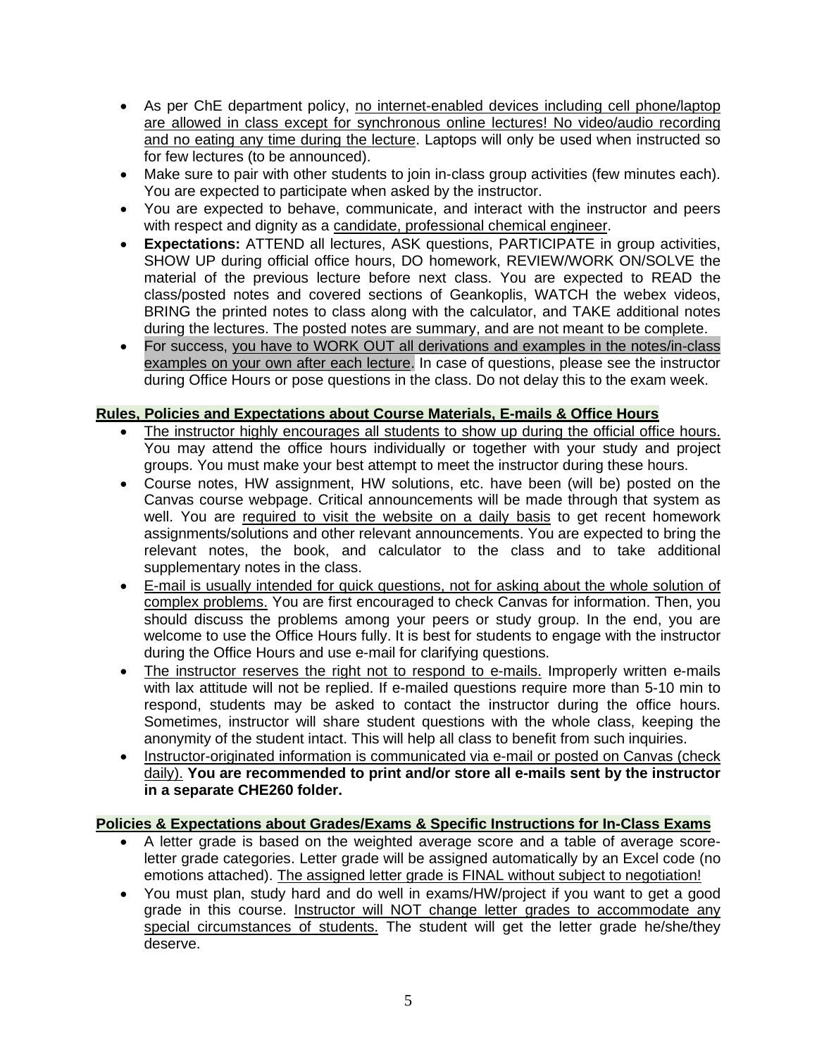- As per ChE department policy, no internet-enabled devices including cell phone/laptop are allowed in class except for synchronous online lectures! No video/audio recording and no eating any time during the lecture. Laptops will only be used when instructed so for few lectures (to be announced).
- Make sure to pair with other students to join in-class group activities (few minutes each). You are expected to participate when asked by the instructor.
- You are expected to behave, communicate, and interact with the instructor and peers with respect and dignity as a candidate, professional chemical engineer.
- **Expectations:** ATTEND all lectures, ASK questions, PARTICIPATE in group activities, SHOW UP during official office hours, DO homework, REVIEW/WORK ON/SOLVE the material of the previous lecture before next class. You are expected to READ the class/posted notes and covered sections of Geankoplis, WATCH the webex videos, BRING the printed notes to class along with the calculator, and TAKE additional notes during the lectures. The posted notes are summary, and are not meant to be complete.
- For success, you have to WORK OUT all derivations and examples in the notes/in-class examples on your own after each lecture. In case of questions, please see the instructor during Office Hours or pose questions in the class. Do not delay this to the exam week.

**Rules, Policies and Expectations about Course Materials, E-mails & Office Hours**

- The instructor highly encourages all students to show up during the official office hours. You may attend the office hours individually or together with your study and project groups. You must make your best attempt to meet the instructor during these hours.
- Course notes, HW assignment, HW solutions, etc. have been (will be) posted on the Canvas course webpage. Critical announcements will be made through that system as well. You are required to visit the website on a daily basis to get recent homework assignments/solutions and other relevant announcements. You are expected to bring the relevant notes, the book, and calculator to the class and to take additional supplementary notes in the class.
- E-mail is usually intended for quick questions, not for asking about the whole solution of complex problems. You are first encouraged to check Canvas for information. Then, you should discuss the problems among your peers or study group. In the end, you are welcome to use the Office Hours fully. It is best for students to engage with the instructor during the Office Hours and use e-mail for clarifying questions.
- The instructor reserves the right not to respond to e-mails. Improperly written e-mails with lax attitude will not be replied. If e-mailed questions require more than 5-10 min to respond, students may be asked to contact the instructor during the office hours. Sometimes, instructor will share student questions with the whole class, keeping the anonymity of the student intact. This will help all class to benefit from such inquiries.
- Instructor-originated information is communicated via e-mail or posted on Canvas (check daily). **You are recommended to print and/or store all e-mails sent by the instructor in a separate CHE260 folder.**

**Policies & Expectations about Grades/Exams & Specific Instructions for In-Class Exams**

- A letter grade is based on the weighted average score and a table of average score-letter grade categories. Letter grade will be assigned automatically by an Excel code (no emotions attached). The assigned letter grade is FINAL without subject to negotiation!
- You must plan, study hard and do well in exams/HW/project if you want to get a good grade in this course. Instructor will NOT change letter grades to accommodate any special circumstances of students. The student will get the letter grade he/she/they deserve.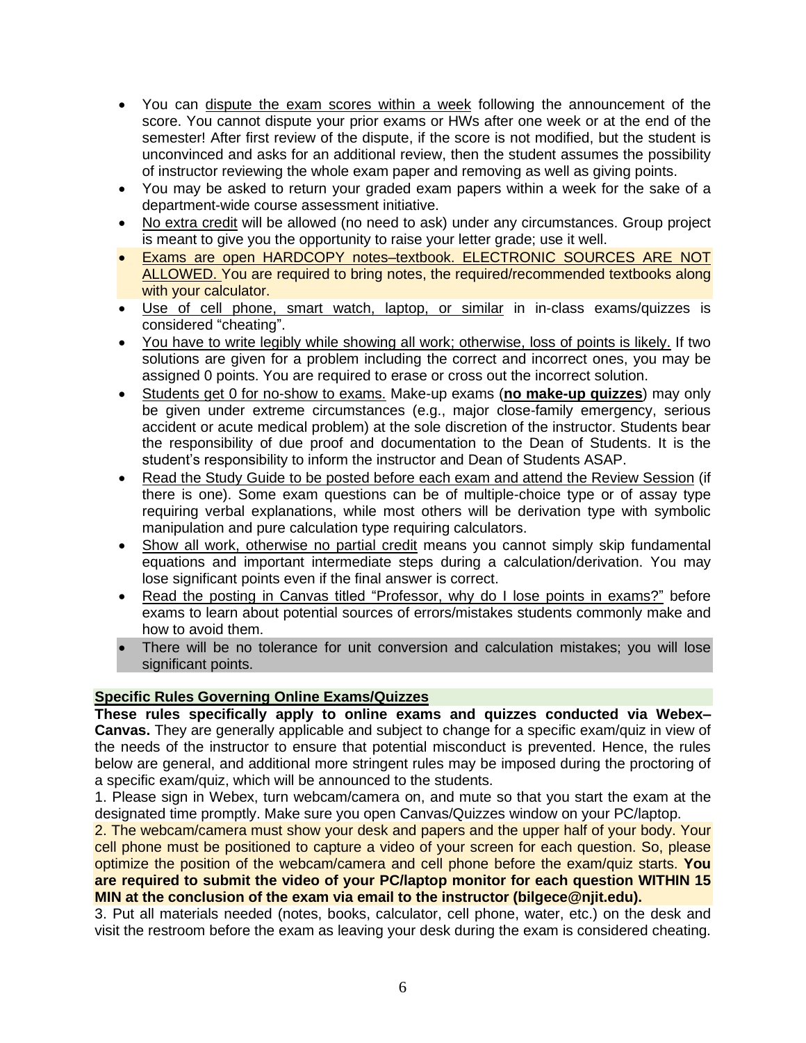- You can dispute the exam scores within a week following the announcement of the score. You cannot dispute your prior exams or HWs after one week or at the end of the semester! After first review of the dispute, if the score is not modified, but the student is unconvinced and asks for an additional review, then the student assumes the possibility of instructor reviewing the whole exam paper and removing as well as giving points.
- You may be asked to return your graded exam papers within a week for the sake of a department-wide course assessment initiative.
- No extra credit will be allowed (no need to ask) under any circumstances. Group project is meant to give you the opportunity to raise your letter grade; use it well.
- Exams are open HARDCOPY notes–textbook. ELECTRONIC SOURCES ARE NOT ALLOWED. You are required to bring notes, the required/recommended textbooks along with your calculator.
- Use of cell phone, smart watch, laptop, or similar in in-class exams/quizzes is considered "cheating".
- You have to write legibly while showing all work; otherwise, loss of points is likely. If two solutions are given for a problem including the correct and incorrect ones, you may be assigned 0 points. You are required to erase or cross out the incorrect solution.
- Students get 0 for no-show to exams. Make-up exams (**no make-up quizzes**) may only be given under extreme circumstances (e.g., major close-family emergency, serious accident or acute medical problem) at the sole discretion of the instructor. Students bear the responsibility of due proof and documentation to the Dean of Students. It is the student's responsibility to inform the instructor and Dean of Students ASAP.
- Read the Study Guide to be posted before each exam and attend the Review Session (if there is one). Some exam questions can be of multiple-choice type or of assay type requiring verbal explanations, while most others will be derivation type with symbolic manipulation and pure calculation type requiring calculators.
- Show all work, otherwise no partial credit means you cannot simply skip fundamental equations and important intermediate steps during a calculation/derivation. You may lose significant points even if the final answer is correct.
- Read the posting in Canvas titled "Professor, why do I lose points in exams?" before exams to learn about potential sources of errors/mistakes students commonly make and how to avoid them.
- There will be no tolerance for unit conversion and calculation mistakes; you will lose significant points.

**Specific Rules Governing Online Exams/Quizzes**

**These rules specifically apply to online exams and quizzes conducted via Webex–Canvas.** They are generally applicable and subject to change for a specific exam/quiz in view of the needs of the instructor to ensure that potential misconduct is prevented. Hence, the rules below are general, and additional more stringent rules may be imposed during the proctoring of a specific exam/quiz, which will be announced to the students.

1. Please sign in Webex, turn webcam/camera on, and mute so that you start the exam at the designated time promptly. Make sure you open Canvas/Quizzes window on your PC/laptop.
2. The webcam/camera must show your desk and papers and the upper half of your body. Your cell phone must be positioned to capture a video of your screen for each question. So, please optimize the position of the webcam/camera and cell phone before the exam/quiz starts. **You are required to submit the video of your PC/laptop monitor for each question WITHIN 15 MIN at the conclusion of the exam via email to the instructor (bilgece@njit.edu).**
3. Put all materials needed (notes, books, calculator, cell phone, water, etc.) on the desk and visit the restroom before the exam as leaving your desk during the exam is considered cheating.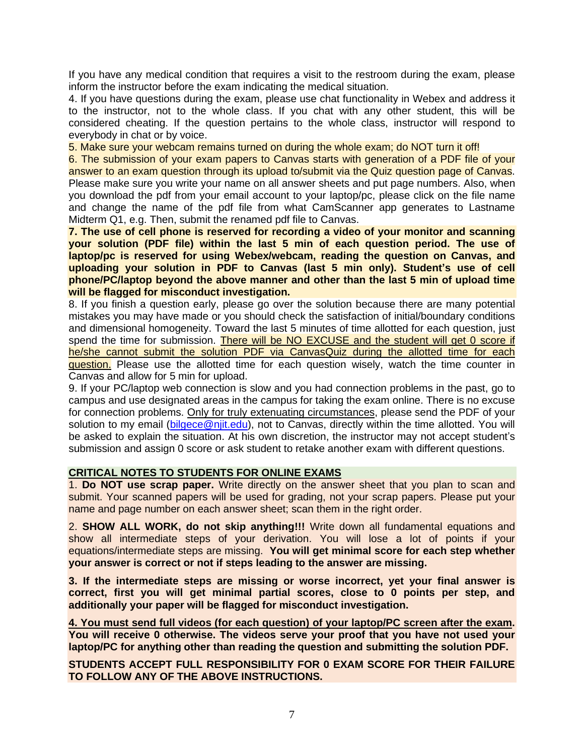If you have any medical condition that requires a visit to the restroom during the exam, please inform the instructor before the exam indicating the medical situation.

4. If you have questions during the exam, please use chat functionality in Webex and address it to the instructor, not to the whole class. If you chat with any other student, this will be considered cheating. If the question pertains to the whole class, instructor will respond to everybody in chat or by voice.

5. Make sure your webcam remains turned on during the whole exam; do NOT turn it off!

6. The submission of your exam papers to Canvas starts with generation of a PDF file of your answer to an exam question through its upload to/submit via the Quiz question page of Canvas. Please make sure you write your name on all answer sheets and put page numbers. Also, when you download the pdf from your email account to your laptop/pc, please click on the file name and change the name of the pdf file from what CamScanner app generates to Lastname Midterm Q1, e.g. Then, submit the renamed pdf file to Canvas.

**7. The use of cell phone is reserved for recording a video of your monitor and scanning your solution (PDF file) within the last 5 min of each question period. The use of laptop/pc is reserved for using Webex/webcam, reading the question on Canvas, and uploading your solution in PDF to Canvas (last 5 min only). Student's use of cell phone/PC/laptop beyond the above manner and other than the last 5 min of upload time will be flagged for misconduct investigation.**

8. If you finish a question early, please go over the solution because there are many potential mistakes you may have made or you should check the satisfaction of initial/boundary conditions and dimensional homogeneity. Toward the last 5 minutes of time allotted for each question, just spend the time for submission. There will be NO EXCUSE and the student will get 0 score if he/she cannot submit the solution PDF via CanvasQuiz during the allotted time for each question. Please use the allotted time for each question wisely, watch the time counter in Canvas and allow for 5 min for upload.

9. If your PC/laptop web connection is slow and you had connection problems in the past, go to campus and use designated areas in the campus for taking the exam online. There is no excuse for connection problems. Only for truly extenuating circumstances, please send the PDF of your solution to my email (bilgece@njit.edu), not to Canvas, directly within the time allotted. You will be asked to explain the situation. At his own discretion, the instructor may not accept student's submission and assign 0 score or ask student to retake another exam with different questions.

## CRITICAL NOTES TO STUDENTS FOR ONLINE EXAMS

1. **Do NOT use scrap paper.** Write directly on the answer sheet that you plan to scan and submit. Your scanned papers will be used for grading, not your scrap papers. Please put your name and page number on each answer sheet; scan them in the right order.

2. **SHOW ALL WORK, do not skip anything!!!** Write down all fundamental equations and show all intermediate steps of your derivation. You will lose a lot of points if your equations/intermediate steps are missing. **You will get minimal score for each step whether your answer is correct or not if steps leading to the answer are missing.**

**3. If the intermediate steps are missing or worse incorrect, yet your final answer is correct, first you will get minimal partial scores, close to 0 points per step, and additionally your paper will be flagged for misconduct investigation.**

**4. You must send full videos (for each question) of your laptop/PC screen after the exam. You will receive 0 otherwise. The videos serve your proof that you have not used your laptop/PC for anything other than reading the question and submitting the solution PDF.**

**STUDENTS ACCEPT FULL RESPONSIBILITY FOR 0 EXAM SCORE FOR THEIR FAILURE TO FOLLOW ANY OF THE ABOVE INSTRUCTIONS.**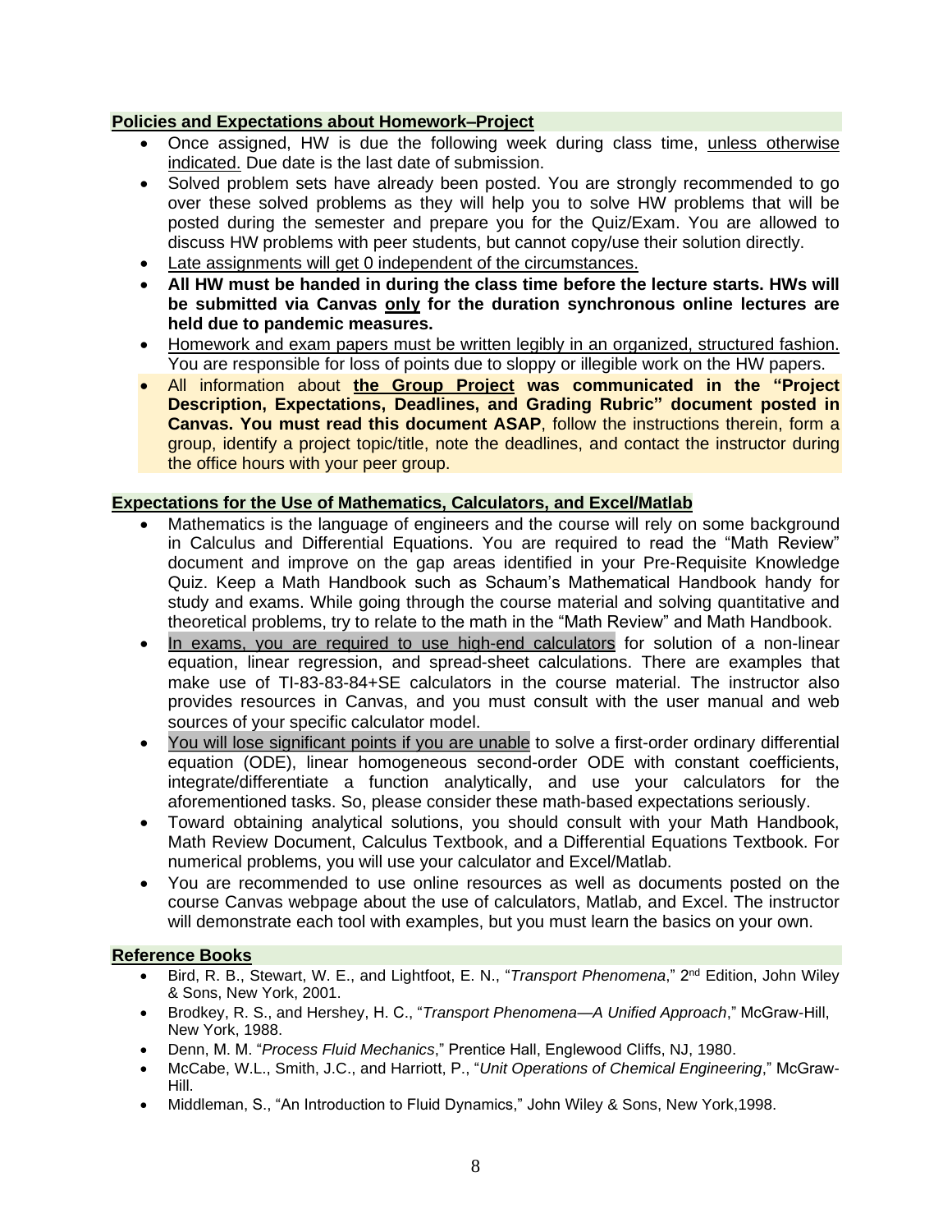## Policies and Expectations about Homework–Project

- Once assigned, HW is due the following week during class time, unless otherwise indicated. Due date is the last date of submission.
- Solved problem sets have already been posted. You are strongly recommended to go over these solved problems as they will help you to solve HW problems that will be posted during the semester and prepare you for the Quiz/Exam. You are allowed to discuss HW problems with peer students, but cannot copy/use their solution directly.
- Late assignments will get 0 independent of the circumstances.
- **All HW must be handed in during the class time before the lecture starts. HWs will be submitted via Canvas only for the duration synchronous online lectures are held due to pandemic measures.**
- Homework and exam papers must be written legibly in an organized, structured fashion. You are responsible for loss of points due to sloppy or illegible work on the HW papers.
- All information about **the Group Project was communicated in the "Project Description, Expectations, Deadlines, and Grading Rubric" document posted in Canvas. You must read this document ASAP**, follow the instructions therein, form a group, identify a project topic/title, note the deadlines, and contact the instructor during the office hours with your peer group.

## Expectations for the Use of Mathematics, Calculators, and Excel/Matlab

- Mathematics is the language of engineers and the course will rely on some background in Calculus and Differential Equations. You are required to read the "Math Review" document and improve on the gap areas identified in your Pre-Requisite Knowledge Quiz. Keep a Math Handbook such as Schaum's Mathematical Handbook handy for study and exams. While going through the course material and solving quantitative and theoretical problems, try to relate to the math in the "Math Review" and Math Handbook.
- In exams, you are required to use high-end calculators for solution of a non-linear equation, linear regression, and spread-sheet calculations. There are examples that make use of TI-83-83-84+SE calculators in the course material. The instructor also provides resources in Canvas, and you must consult with the user manual and web sources of your specific calculator model.
- You will lose significant points if you are unable to solve a first-order ordinary differential equation (ODE), linear homogeneous second-order ODE with constant coefficients, integrate/differentiate a function analytically, and use your calculators for the aforementioned tasks. So, please consider these math-based expectations seriously.
- Toward obtaining analytical solutions, you should consult with your Math Handbook, Math Review Document, Calculus Textbook, and a Differential Equations Textbook. For numerical problems, you will use your calculator and Excel/Matlab.
- You are recommended to use online resources as well as documents posted on the course Canvas webpage about the use of calculators, Matlab, and Excel. The instructor will demonstrate each tool with examples, but you must learn the basics on your own.

## Reference Books

- Bird, R. B., Stewart, W. E., and Lightfoot, E. N., "*Transport Phenomena*," 2nd Edition, John Wiley & Sons, New York, 2001.
- Brodkey, R. S., and Hershey, H. C., "*Transport Phenomena—A Unified Approach*," McGraw-Hill, New York, 1988.
- Denn, M. M. "*Process Fluid Mechanics*," Prentice Hall, Englewood Cliffs, NJ, 1980.
- McCabe, W.L., Smith, J.C., and Harriott, P., "*Unit Operations of Chemical Engineering*," McGraw-Hill.
- Middleman, S., "An Introduction to Fluid Dynamics," John Wiley & Sons, New York,1998.